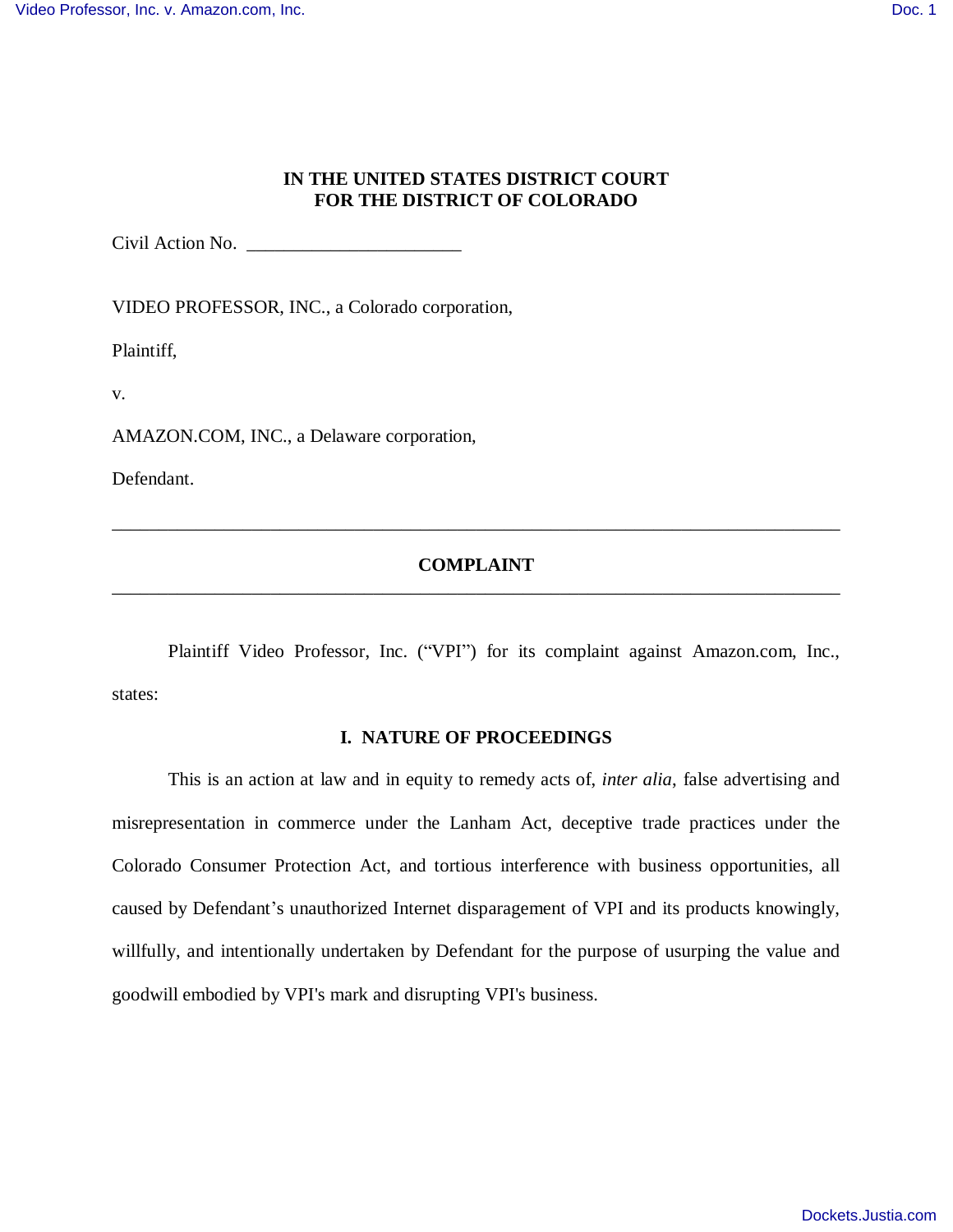**IN THE UNITED STATES DISTRICT COURT
FOR THE DISTRICT OF COLORADO**

Civil Action No. ______________________

VIDEO PROFESSOR, INC., a Colorado corporation,

Plaintiff,

v.

AMAZON.COM, INC., a Delaware corporation,

Defendant.

---

**COMPLAINT**

---

Plaintiff Video Professor, Inc. ("VPI") for its complaint against Amazon.com, Inc., states:

## I. NATURE OF PROCEEDINGS

This is an action at law and in equity to remedy acts of, *inter alia*, false advertising and misrepresentation in commerce under the Lanham Act, deceptive trade practices under the Colorado Consumer Protection Act, and tortious interference with business opportunities, all caused by Defendant's unauthorized Internet disparagement of VPI and its products knowingly, willfully, and intentionally undertaken by Defendant for the purpose of usurping the value and goodwill embodied by VPI's mark and disrupting VPI's business.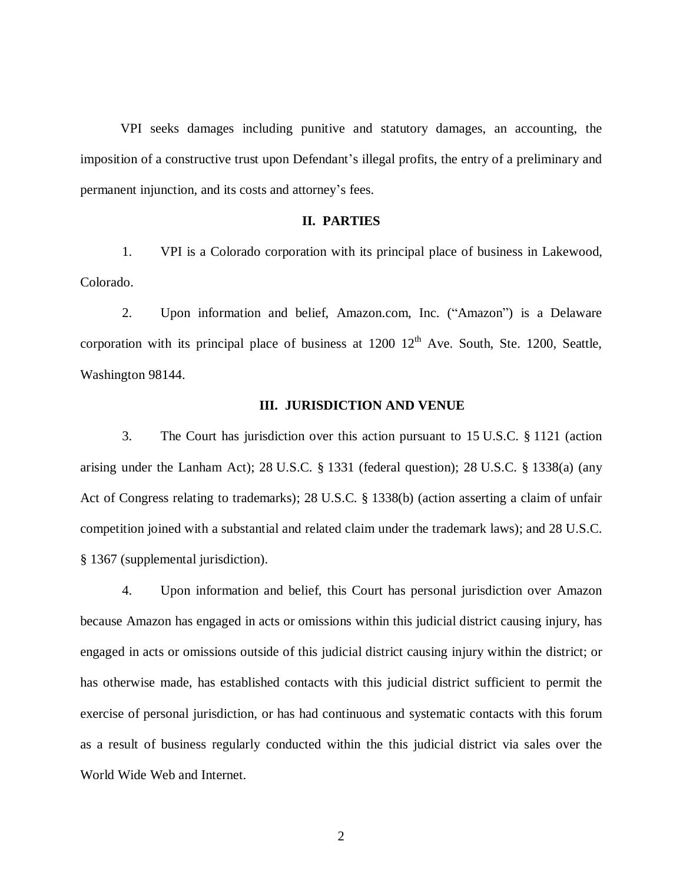VPI seeks damages including punitive and statutory damages, an accounting, the imposition of a constructive trust upon Defendant's illegal profits, the entry of a preliminary and permanent injunction, and its costs and attorney's fees.

## II. PARTIES

1. VPI is a Colorado corporation with its principal place of business in Lakewood, Colorado.

2. Upon information and belief, Amazon.com, Inc. ("Amazon") is a Delaware corporation with its principal place of business at 1200 12th Ave. South, Ste. 1200, Seattle, Washington 98144.

## III. JURISDICTION AND VENUE

3. The Court has jurisdiction over this action pursuant to 15 U.S.C. § 1121 (action arising under the Lanham Act); 28 U.S.C. § 1331 (federal question); 28 U.S.C. § 1338(a) (any Act of Congress relating to trademarks); 28 U.S.C. § 1338(b) (action asserting a claim of unfair competition joined with a substantial and related claim under the trademark laws); and 28 U.S.C. § 1367 (supplemental jurisdiction).

4. Upon information and belief, this Court has personal jurisdiction over Amazon because Amazon has engaged in acts or omissions within this judicial district causing injury, has engaged in acts or omissions outside of this judicial district causing injury within the district; or has otherwise made, has established contacts with this judicial district sufficient to permit the exercise of personal jurisdiction, or has had continuous and systematic contacts with this forum as a result of business regularly conducted within the this judicial district via sales over the World Wide Web and Internet.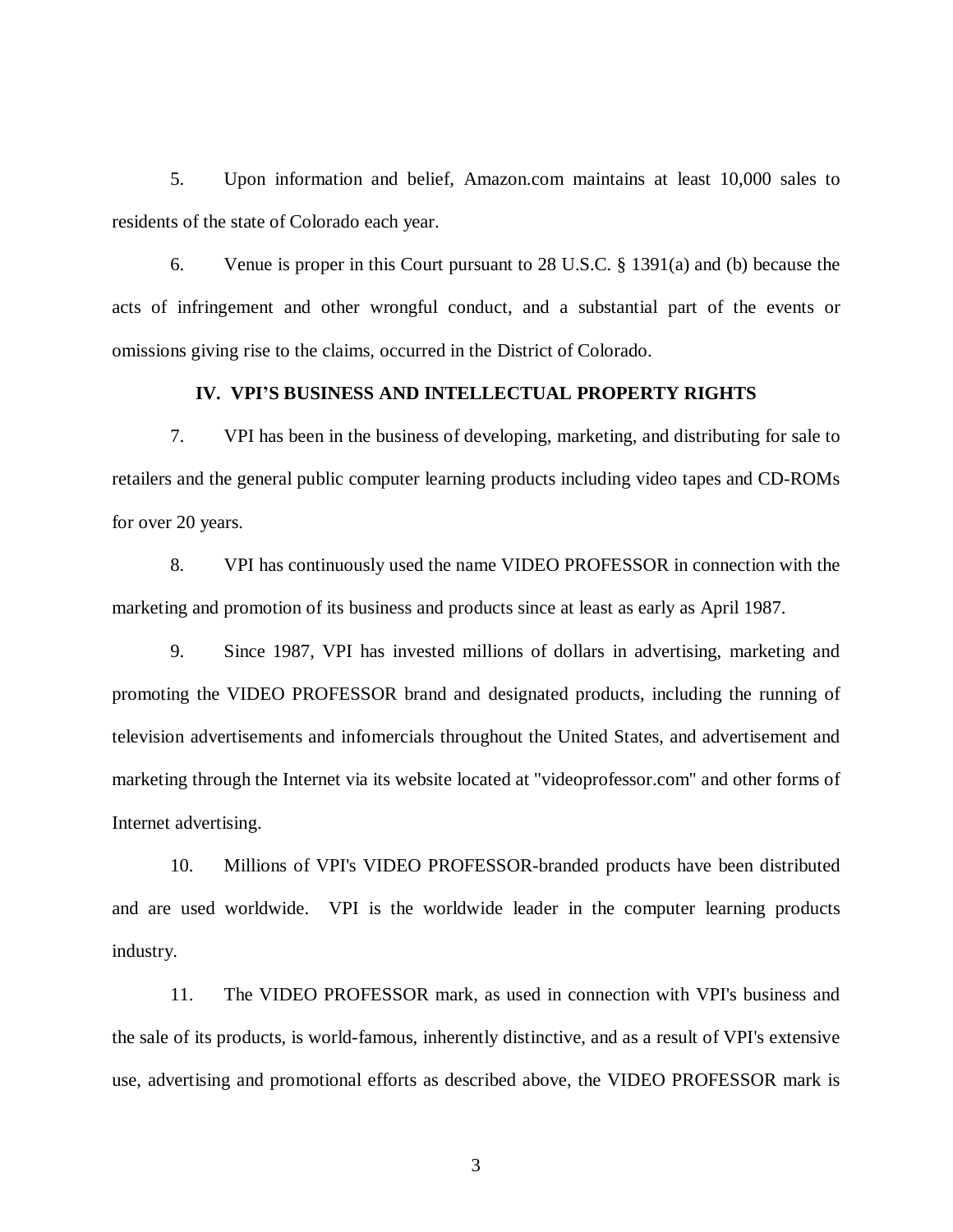5. Upon information and belief, Amazon.com maintains at least 10,000 sales to residents of the state of Colorado each year.

6. Venue is proper in this Court pursuant to 28 U.S.C. § 1391(a) and (b) because the acts of infringement and other wrongful conduct, and a substantial part of the events or omissions giving rise to the claims, occurred in the District of Colorado.

## IV. VPI'S BUSINESS AND INTELLECTUAL PROPERTY RIGHTS

7. VPI has been in the business of developing, marketing, and distributing for sale to retailers and the general public computer learning products including video tapes and CD-ROMs for over 20 years.

8. VPI has continuously used the name VIDEO PROFESSOR in connection with the marketing and promotion of its business and products since at least as early as April 1987.

9. Since 1987, VPI has invested millions of dollars in advertising, marketing and promoting the VIDEO PROFESSOR brand and designated products, including the running of television advertisements and infomercials throughout the United States, and advertisement and marketing through the Internet via its website located at "videoprofessor.com" and other forms of Internet advertising.

10. Millions of VPI's VIDEO PROFESSOR-branded products have been distributed and are used worldwide. VPI is the worldwide leader in the computer learning products industry.

11. The VIDEO PROFESSOR mark, as used in connection with VPI's business and the sale of its products, is world-famous, inherently distinctive, and as a result of VPI's extensive use, advertising and promotional efforts as described above, the VIDEO PROFESSOR mark is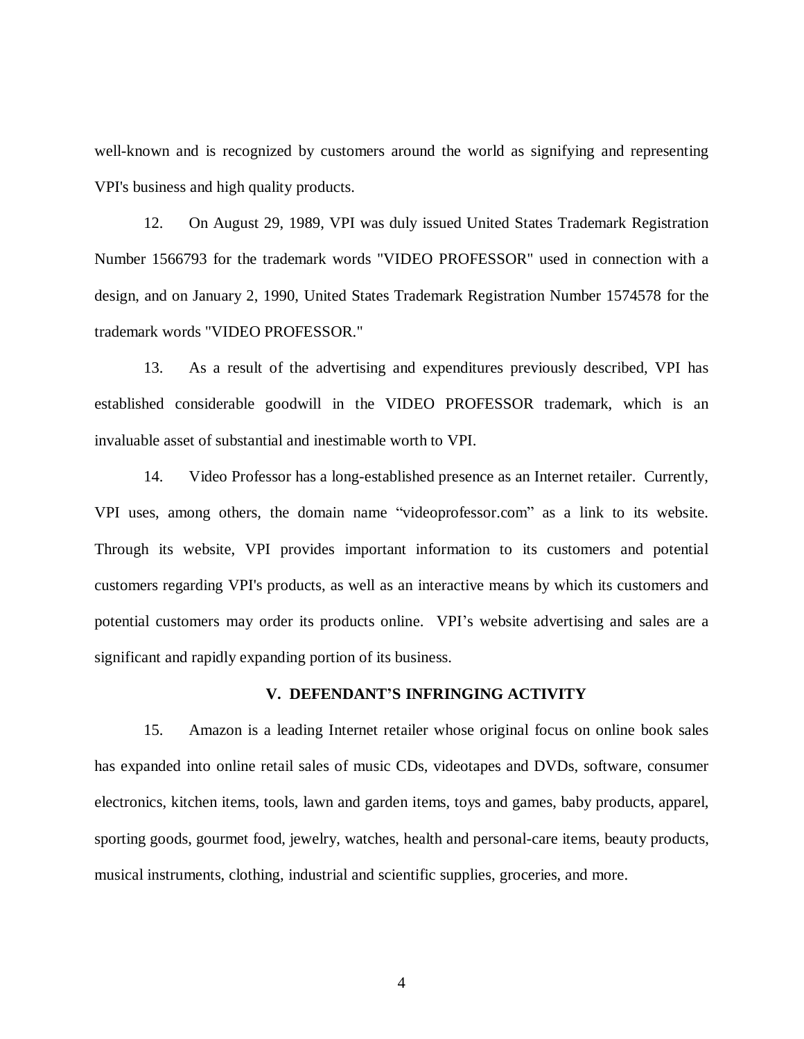well-known and is recognized by customers around the world as signifying and representing VPI's business and high quality products.

12. On August 29, 1989, VPI was duly issued United States Trademark Registration Number 1566793 for the trademark words "VIDEO PROFESSOR" used in connection with a design, and on January 2, 1990, United States Trademark Registration Number 1574578 for the trademark words "VIDEO PROFESSOR."

13. As a result of the advertising and expenditures previously described, VPI has established considerable goodwill in the VIDEO PROFESSOR trademark, which is an invaluable asset of substantial and inestimable worth to VPI.

14. Video Professor has a long-established presence as an Internet retailer. Currently, VPI uses, among others, the domain name "videoprofessor.com" as a link to its website. Through its website, VPI provides important information to its customers and potential customers regarding VPI's products, as well as an interactive means by which its customers and potential customers may order its products online. VPI's website advertising and sales are a significant and rapidly expanding portion of its business.

## V. DEFENDANT'S INFRINGING ACTIVITY

15. Amazon is a leading Internet retailer whose original focus on online book sales has expanded into online retail sales of music CDs, videotapes and DVDs, software, consumer electronics, kitchen items, tools, lawn and garden items, toys and games, baby products, apparel, sporting goods, gourmet food, jewelry, watches, health and personal-care items, beauty products, musical instruments, clothing, industrial and scientific supplies, groceries, and more.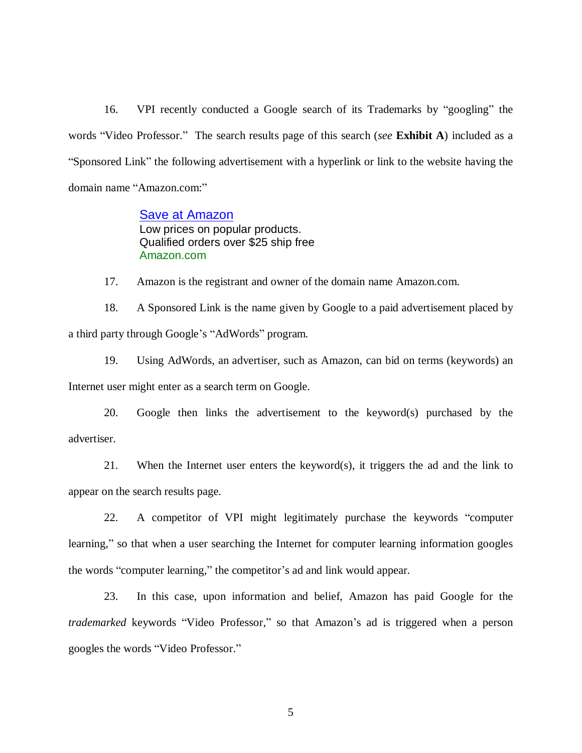16. VPI recently conducted a Google search of its Trademarks by "googling" the words "Video Professor." The search results page of this search (*see* **Exhibit A**) included as a "Sponsored Link" the following advertisement with a hyperlink or link to the website having the domain name "Amazon.com:"

> Save at Amazon
> Low prices on popular products.
> Qualified orders over $25 ship free
> Amazon.com

17. Amazon is the registrant and owner of the domain name Amazon.com.

18. A Sponsored Link is the name given by Google to a paid advertisement placed by a third party through Google's "AdWords" program.

19. Using AdWords, an advertiser, such as Amazon, can bid on terms (keywords) an Internet user might enter as a search term on Google.

20. Google then links the advertisement to the keyword(s) purchased by the advertiser.

21. When the Internet user enters the keyword(s), it triggers the ad and the link to appear on the search results page.

22. A competitor of VPI might legitimately purchase the keywords "computer learning," so that when a user searching the Internet for computer learning information googles the words "computer learning," the competitor's ad and link would appear.

23. In this case, upon information and belief, Amazon has paid Google for the *trademarked* keywords "Video Professor," so that Amazon's ad is triggered when a person googles the words "Video Professor."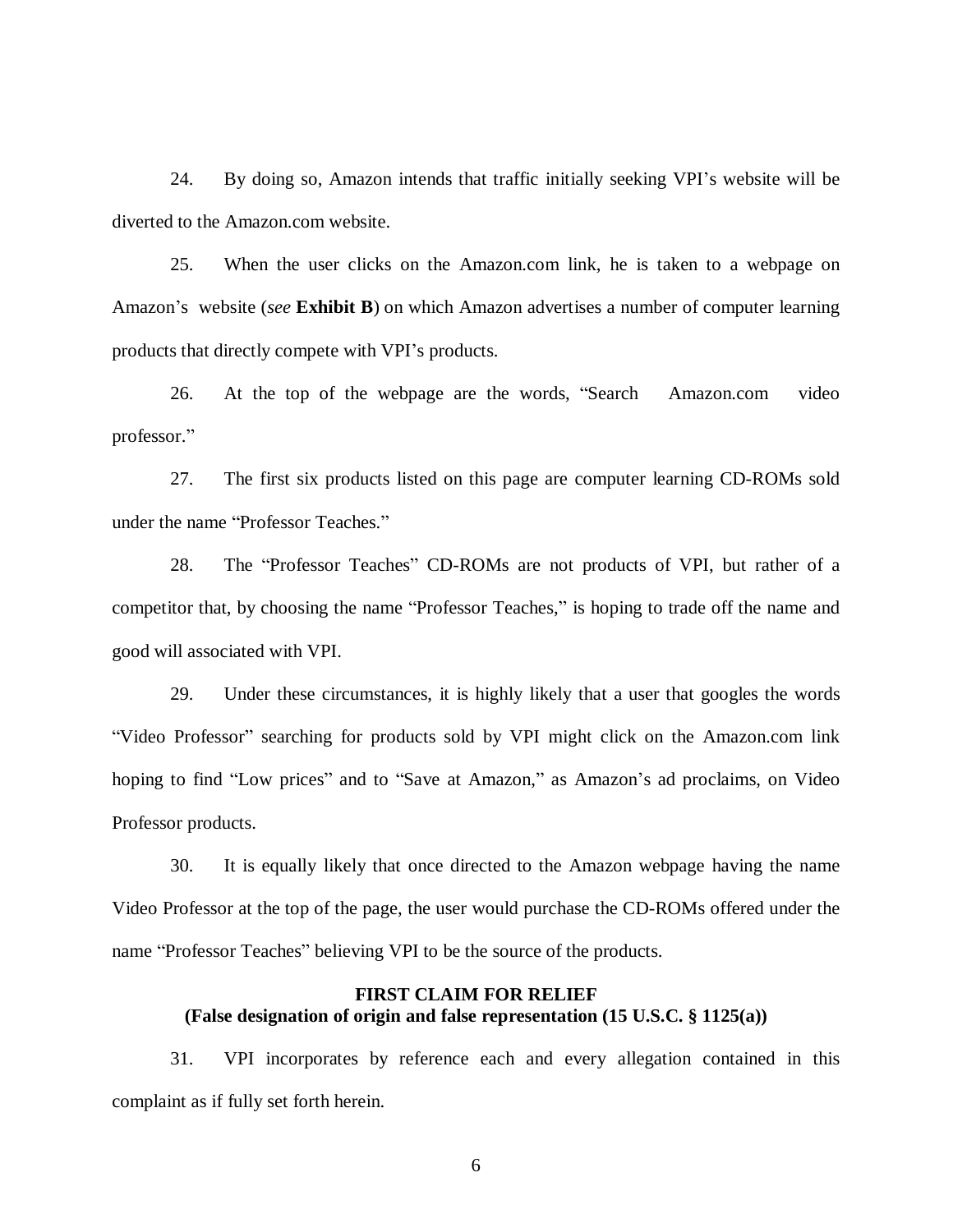24. By doing so, Amazon intends that traffic initially seeking VPI's website will be diverted to the Amazon.com website.

25. When the user clicks on the Amazon.com link, he is taken to a webpage on Amazon's website (*see* **Exhibit B**) on which Amazon advertises a number of computer learning products that directly compete with VPI's products.

26. At the top of the webpage are the words, "Search Amazon.com video professor."

27. The first six products listed on this page are computer learning CD-ROMs sold under the name "Professor Teaches."

28. The "Professor Teaches" CD-ROMs are not products of VPI, but rather of a competitor that, by choosing the name "Professor Teaches," is hoping to trade off the name and good will associated with VPI.

29. Under these circumstances, it is highly likely that a user that googles the words "Video Professor" searching for products sold by VPI might click on the Amazon.com link hoping to find "Low prices" and to "Save at Amazon," as Amazon's ad proclaims, on Video Professor products.

30. It is equally likely that once directed to the Amazon webpage having the name Video Professor at the top of the page, the user would purchase the CD-ROMs offered under the name "Professor Teaches" believing VPI to be the source of the products.

**FIRST CLAIM FOR RELIEF**
**(False designation of origin and false representation (15 U.S.C. § 1125(a))**

31. VPI incorporates by reference each and every allegation contained in this complaint as if fully set forth herein.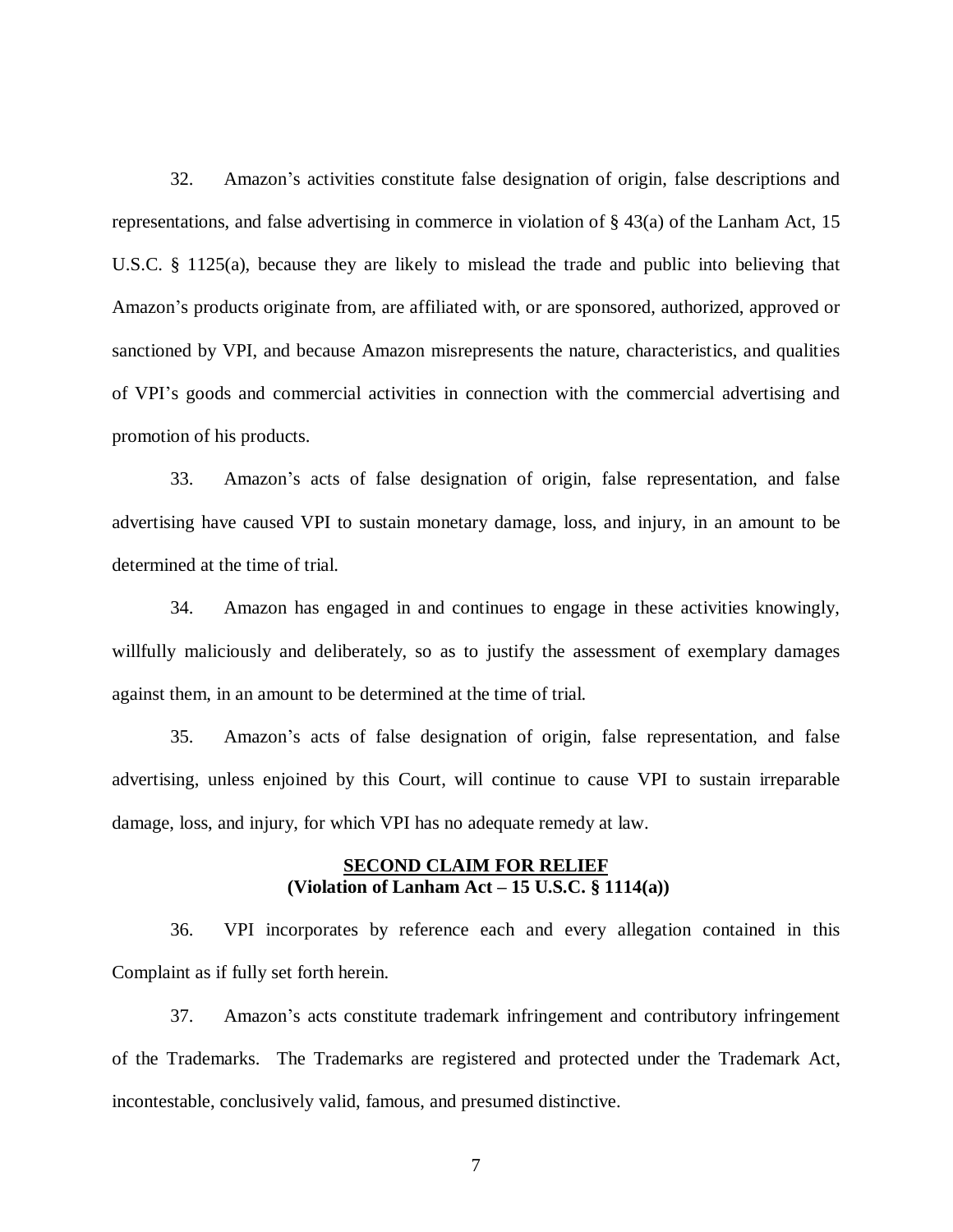32. Amazon's activities constitute false designation of origin, false descriptions and representations, and false advertising in commerce in violation of § 43(a) of the Lanham Act, 15 U.S.C. § 1125(a), because they are likely to mislead the trade and public into believing that Amazon's products originate from, are affiliated with, or are sponsored, authorized, approved or sanctioned by VPI, and because Amazon misrepresents the nature, characteristics, and qualities of VPI's goods and commercial activities in connection with the commercial advertising and promotion of his products.

33. Amazon's acts of false designation of origin, false representation, and false advertising have caused VPI to sustain monetary damage, loss, and injury, in an amount to be determined at the time of trial.

34. Amazon has engaged in and continues to engage in these activities knowingly, willfully maliciously and deliberately, so as to justify the assessment of exemplary damages against them, in an amount to be determined at the time of trial.

35. Amazon's acts of false designation of origin, false representation, and false advertising, unless enjoined by this Court, will continue to cause VPI to sustain irreparable damage, loss, and injury, for which VPI has no adequate remedy at law.

## **SECOND CLAIM FOR RELIEF**
## **(Violation of Lanham Act – 15 U.S.C. § 1114(a))**

36. VPI incorporates by reference each and every allegation contained in this Complaint as if fully set forth herein.

37. Amazon's acts constitute trademark infringement and contributory infringement of the Trademarks. The Trademarks are registered and protected under the Trademark Act, incontestable, conclusively valid, famous, and presumed distinctive.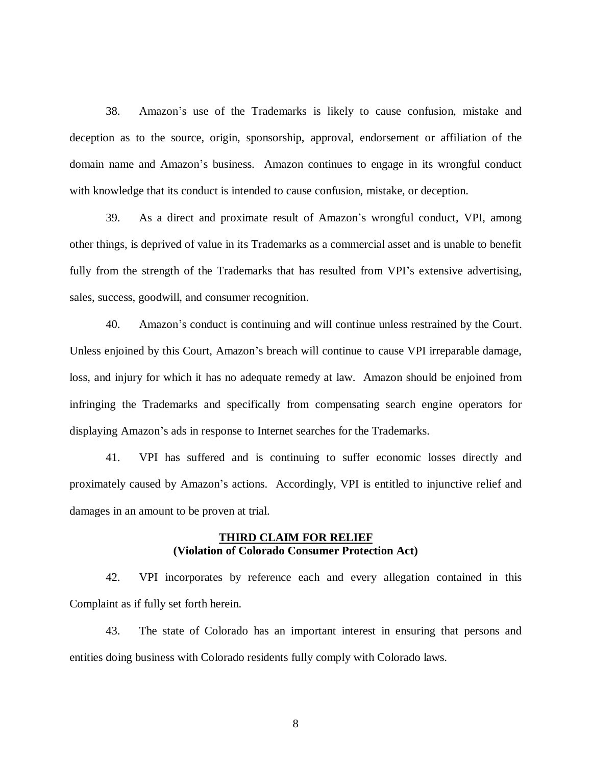38. Amazon's use of the Trademarks is likely to cause confusion, mistake and deception as to the source, origin, sponsorship, approval, endorsement or affiliation of the domain name and Amazon's business. Amazon continues to engage in its wrongful conduct with knowledge that its conduct is intended to cause confusion, mistake, or deception.

39. As a direct and proximate result of Amazon's wrongful conduct, VPI, among other things, is deprived of value in its Trademarks as a commercial asset and is unable to benefit fully from the strength of the Trademarks that has resulted from VPI's extensive advertising, sales, success, goodwill, and consumer recognition.

40. Amazon's conduct is continuing and will continue unless restrained by the Court. Unless enjoined by this Court, Amazon's breach will continue to cause VPI irreparable damage, loss, and injury for which it has no adequate remedy at law. Amazon should be enjoined from infringing the Trademarks and specifically from compensating search engine operators for displaying Amazon's ads in response to Internet searches for the Trademarks.

41. VPI has suffered and is continuing to suffer economic losses directly and proximately caused by Amazon's actions. Accordingly, VPI is entitled to injunctive relief and damages in an amount to be proven at trial.

**THIRD CLAIM FOR RELIEF**
**(Violation of Colorado Consumer Protection Act)**

42. VPI incorporates by reference each and every allegation contained in this Complaint as if fully set forth herein.

43. The state of Colorado has an important interest in ensuring that persons and entities doing business with Colorado residents fully comply with Colorado laws.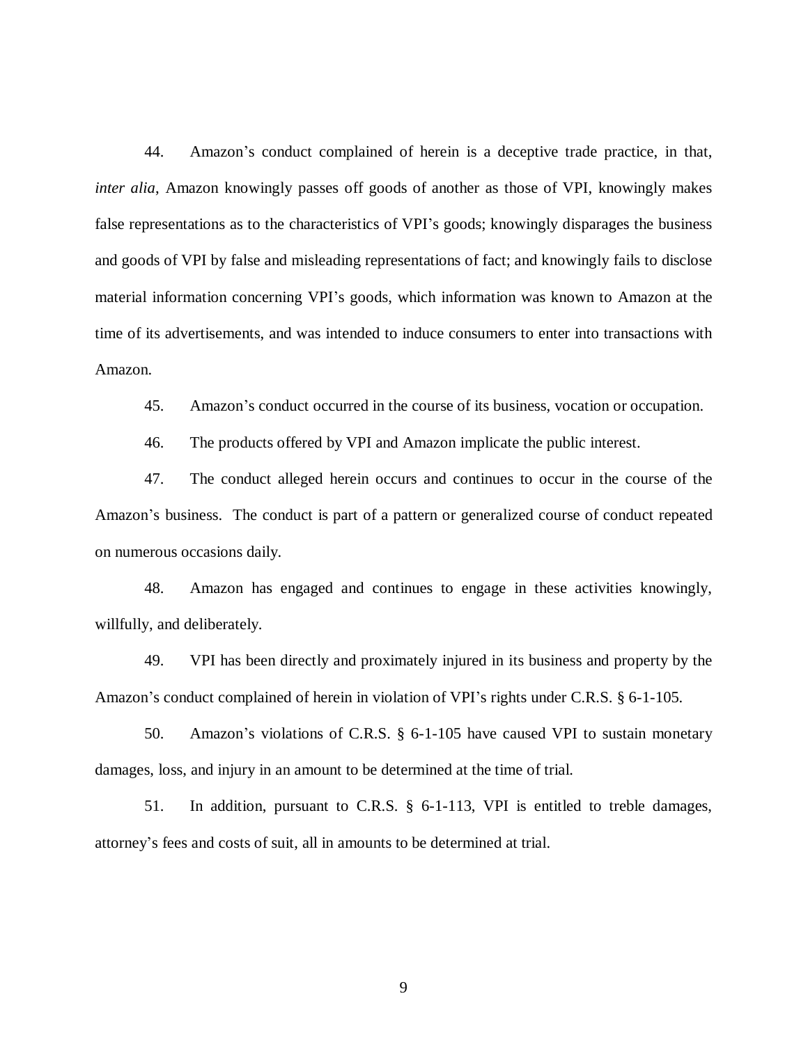44. Amazon's conduct complained of herein is a deceptive trade practice, in that, *inter alia*, Amazon knowingly passes off goods of another as those of VPI, knowingly makes false representations as to the characteristics of VPI's goods; knowingly disparages the business and goods of VPI by false and misleading representations of fact; and knowingly fails to disclose material information concerning VPI's goods, which information was known to Amazon at the time of its advertisements, and was intended to induce consumers to enter into transactions with Amazon.

45. Amazon's conduct occurred in the course of its business, vocation or occupation.

46. The products offered by VPI and Amazon implicate the public interest.

47. The conduct alleged herein occurs and continues to occur in the course of the Amazon's business. The conduct is part of a pattern or generalized course of conduct repeated on numerous occasions daily.

48. Amazon has engaged and continues to engage in these activities knowingly, willfully, and deliberately.

49. VPI has been directly and proximately injured in its business and property by the Amazon's conduct complained of herein in violation of VPI's rights under C.R.S. § 6-1-105.

50. Amazon's violations of C.R.S. § 6-1-105 have caused VPI to sustain monetary damages, loss, and injury in an amount to be determined at the time of trial.

51. In addition, pursuant to C.R.S. § 6-1-113, VPI is entitled to treble damages, attorney's fees and costs of suit, all in amounts to be determined at trial.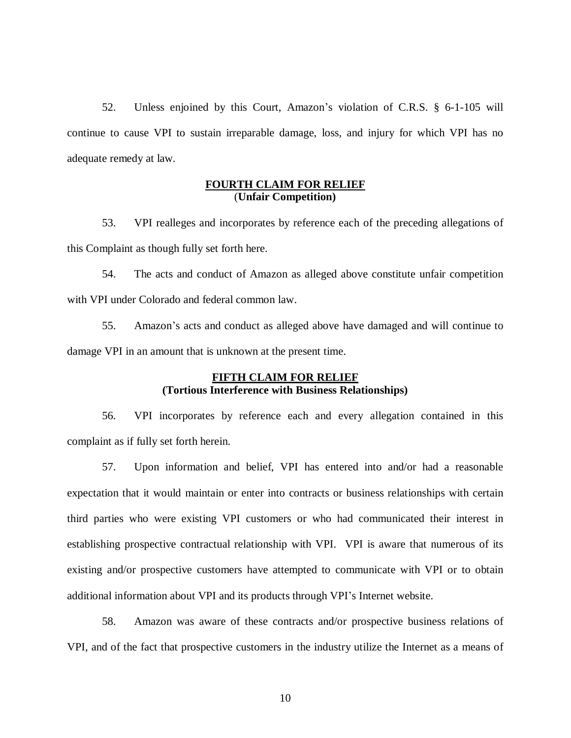52. Unless enjoined by this Court, Amazon's violation of C.R.S. § 6-1-105 will continue to cause VPI to sustain irreparable damage, loss, and injury for which VPI has no adequate remedy at law.

**<u>FOURTH CLAIM FOR RELIEF</u>**
**(Unfair Competition)**

53. VPI realleges and incorporates by reference each of the preceding allegations of this Complaint as though fully set forth here.

54. The acts and conduct of Amazon as alleged above constitute unfair competition with VPI under Colorado and federal common law.

55. Amazon's acts and conduct as alleged above have damaged and will continue to damage VPI in an amount that is unknown at the present time.

**<u>FIFTH CLAIM FOR RELIEF</u>**
**(Tortious Interference with Business Relationships)**

56. VPI incorporates by reference each and every allegation contained in this complaint as if fully set forth herein.

57. Upon information and belief, VPI has entered into and/or had a reasonable expectation that it would maintain or enter into contracts or business relationships with certain third parties who were existing VPI customers or who had communicated their interest in establishing prospective contractual relationship with VPI. VPI is aware that numerous of its existing and/or prospective customers have attempted to communicate with VPI or to obtain additional information about VPI and its products through VPI's Internet website.

58. Amazon was aware of these contracts and/or prospective business relations of VPI, and of the fact that prospective customers in the industry utilize the Internet as a means of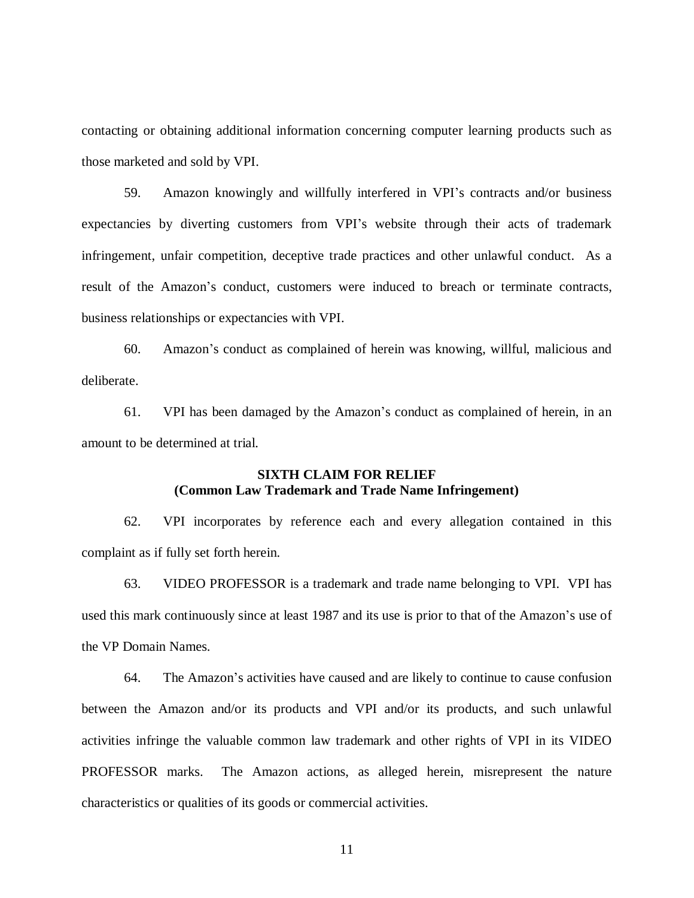contacting or obtaining additional information concerning computer learning products such as those marketed and sold by VPI.

59. Amazon knowingly and willfully interfered in VPI's contracts and/or business expectancies by diverting customers from VPI's website through their acts of trademark infringement, unfair competition, deceptive trade practices and other unlawful conduct. As a result of the Amazon's conduct, customers were induced to breach or terminate contracts, business relationships or expectancies with VPI.

60. Amazon's conduct as complained of herein was knowing, willful, malicious and deliberate.

61. VPI has been damaged by the Amazon's conduct as complained of herein, in an amount to be determined at trial.

**SIXTH CLAIM FOR RELIEF**
**(Common Law Trademark and Trade Name Infringement)**

62. VPI incorporates by reference each and every allegation contained in this complaint as if fully set forth herein.

63. VIDEO PROFESSOR is a trademark and trade name belonging to VPI. VPI has used this mark continuously since at least 1987 and its use is prior to that of the Amazon's use of the VP Domain Names.

64. The Amazon's activities have caused and are likely to continue to cause confusion between the Amazon and/or its products and VPI and/or its products, and such unlawful activities infringe the valuable common law trademark and other rights of VPI in its VIDEO PROFESSOR marks. The Amazon actions, as alleged herein, misrepresent the nature characteristics or qualities of its goods or commercial activities.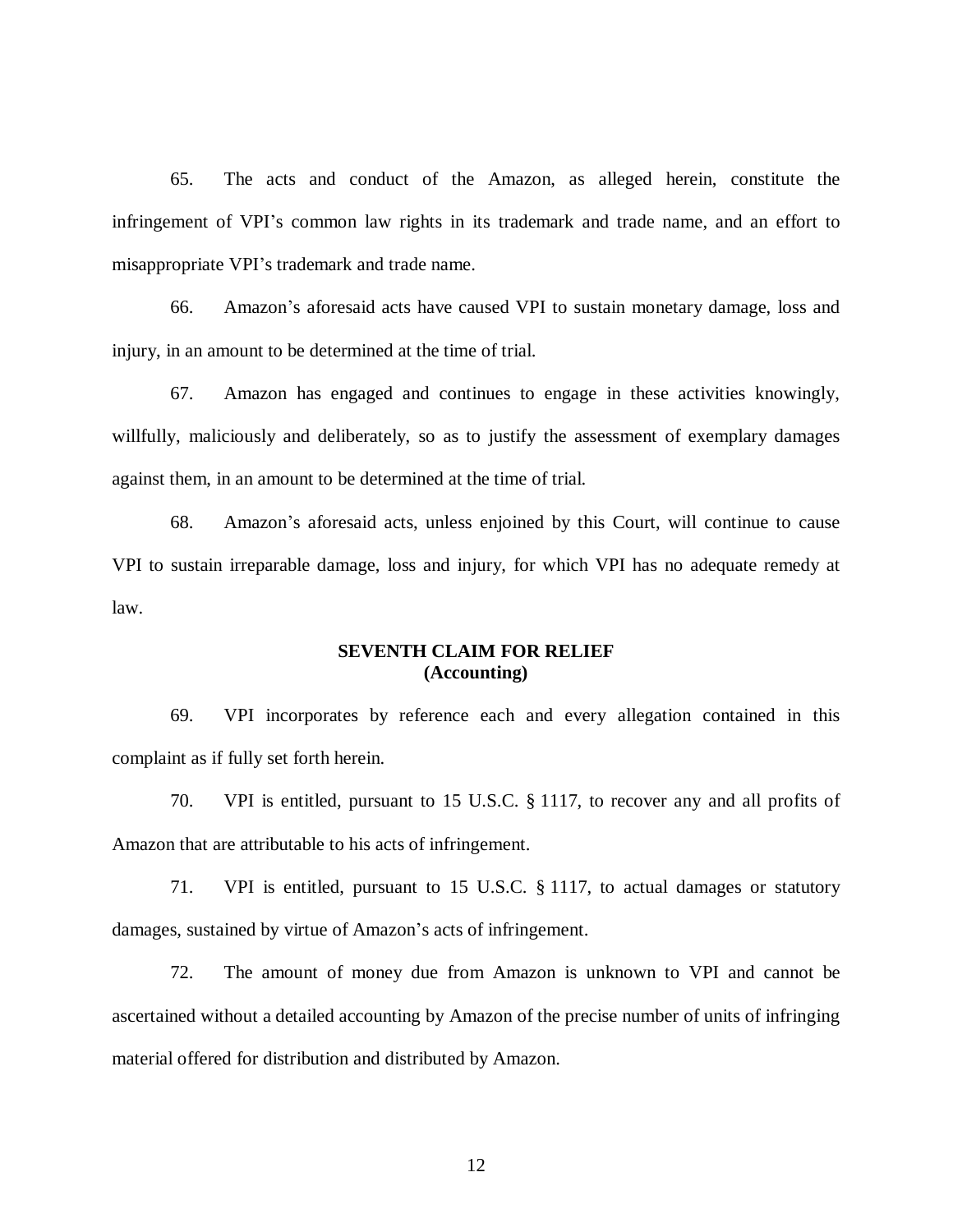65. The acts and conduct of the Amazon, as alleged herein, constitute the infringement of VPI's common law rights in its trademark and trade name, and an effort to misappropriate VPI's trademark and trade name.

66. Amazon's aforesaid acts have caused VPI to sustain monetary damage, loss and injury, in an amount to be determined at the time of trial.

67. Amazon has engaged and continues to engage in these activities knowingly, willfully, maliciously and deliberately, so as to justify the assessment of exemplary damages against them, in an amount to be determined at the time of trial.

68. Amazon's aforesaid acts, unless enjoined by this Court, will continue to cause VPI to sustain irreparable damage, loss and injury, for which VPI has no adequate remedy at law.

**SEVENTH CLAIM FOR RELIEF**
**(Accounting)**

69. VPI incorporates by reference each and every allegation contained in this complaint as if fully set forth herein.

70. VPI is entitled, pursuant to 15 U.S.C. § 1117, to recover any and all profits of Amazon that are attributable to his acts of infringement.

71. VPI is entitled, pursuant to 15 U.S.C. § 1117, to actual damages or statutory damages, sustained by virtue of Amazon's acts of infringement.

72. The amount of money due from Amazon is unknown to VPI and cannot be ascertained without a detailed accounting by Amazon of the precise number of units of infringing material offered for distribution and distributed by Amazon.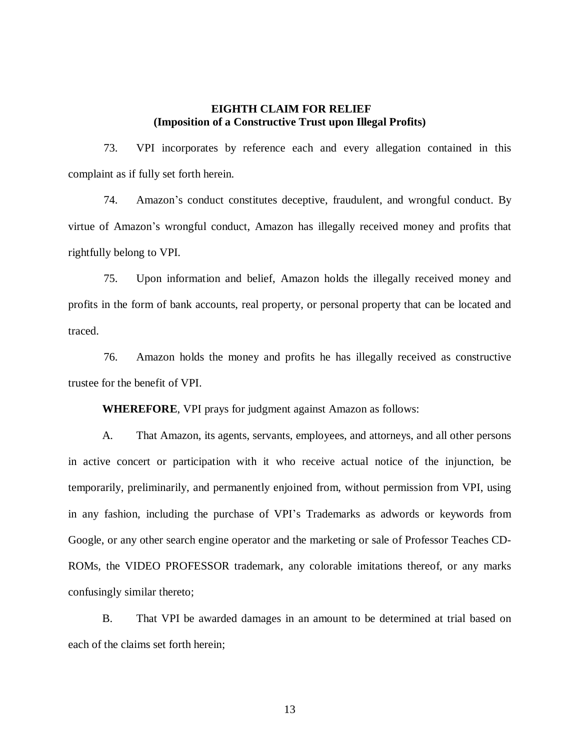**EIGHTH CLAIM FOR RELIEF**
**(Imposition of a Constructive Trust upon Illegal Profits)**

73. VPI incorporates by reference each and every allegation contained in this complaint as if fully set forth herein.

74. Amazon's conduct constitutes deceptive, fraudulent, and wrongful conduct. By virtue of Amazon's wrongful conduct, Amazon has illegally received money and profits that rightfully belong to VPI.

75. Upon information and belief, Amazon holds the illegally received money and profits in the form of bank accounts, real property, or personal property that can be located and traced.

76. Amazon holds the money and profits he has illegally received as constructive trustee for the benefit of VPI.

**WHEREFORE**, VPI prays for judgment against Amazon as follows:

A. That Amazon, its agents, servants, employees, and attorneys, and all other persons in active concert or participation with it who receive actual notice of the injunction, be temporarily, preliminarily, and permanently enjoined from, without permission from VPI, using in any fashion, including the purchase of VPI's Trademarks as adwords or keywords from Google, or any other search engine operator and the marketing or sale of Professor Teaches CD-ROMs, the VIDEO PROFESSOR trademark, any colorable imitations thereof, or any marks confusingly similar thereto;

B. That VPI be awarded damages in an amount to be determined at trial based on each of the claims set forth herein;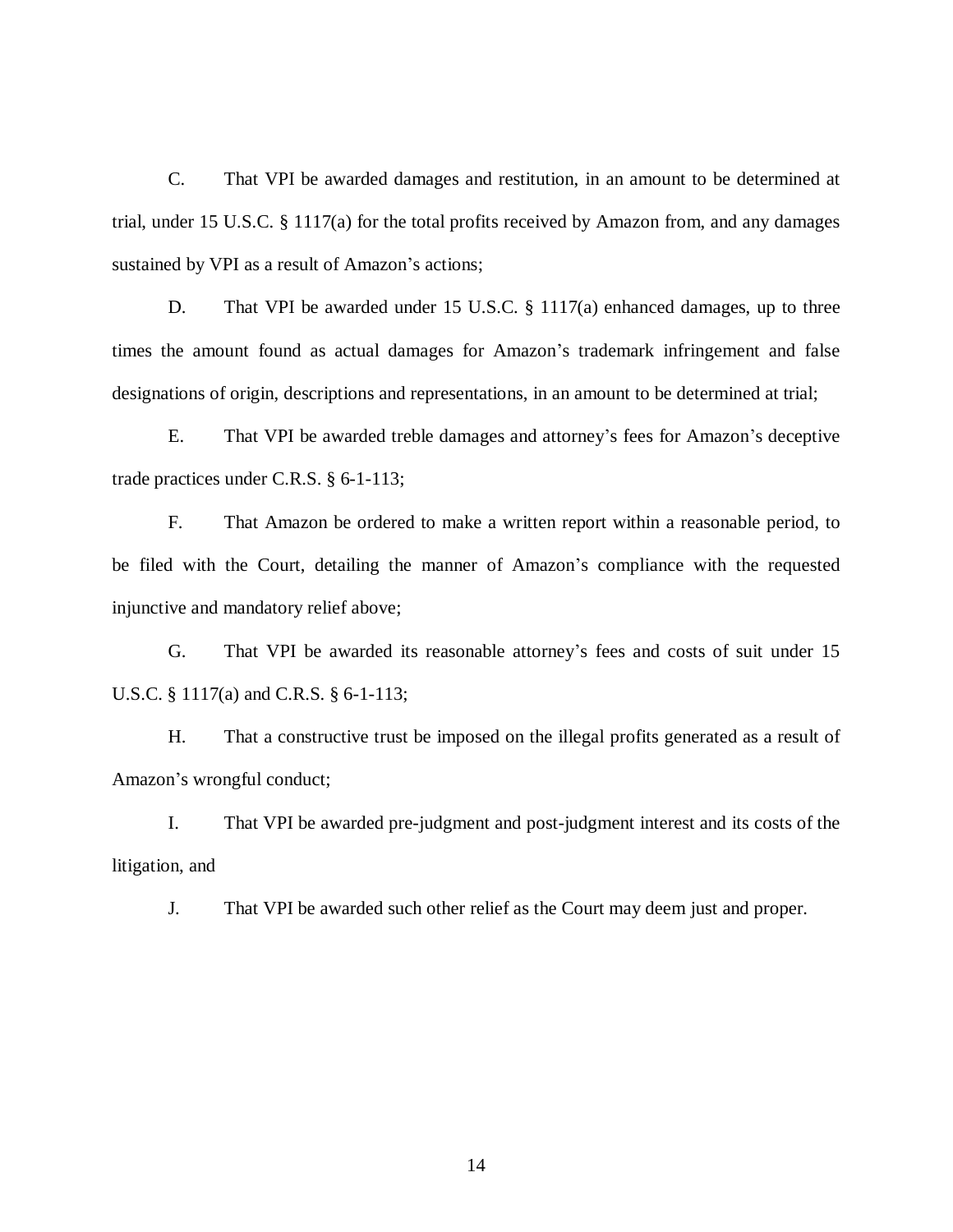C. That VPI be awarded damages and restitution, in an amount to be determined at trial, under 15 U.S.C. § 1117(a) for the total profits received by Amazon from, and any damages sustained by VPI as a result of Amazon's actions;

D. That VPI be awarded under 15 U.S.C. § 1117(a) enhanced damages, up to three times the amount found as actual damages for Amazon's trademark infringement and false designations of origin, descriptions and representations, in an amount to be determined at trial;

E. That VPI be awarded treble damages and attorney's fees for Amazon's deceptive trade practices under C.R.S. § 6-1-113;

F. That Amazon be ordered to make a written report within a reasonable period, to be filed with the Court, detailing the manner of Amazon's compliance with the requested injunctive and mandatory relief above;

G. That VPI be awarded its reasonable attorney's fees and costs of suit under 15 U.S.C. § 1117(a) and C.R.S. § 6-1-113;

H. That a constructive trust be imposed on the illegal profits generated as a result of Amazon's wrongful conduct;

I. That VPI be awarded pre-judgment and post-judgment interest and its costs of the litigation, and

J. That VPI be awarded such other relief as the Court may deem just and proper.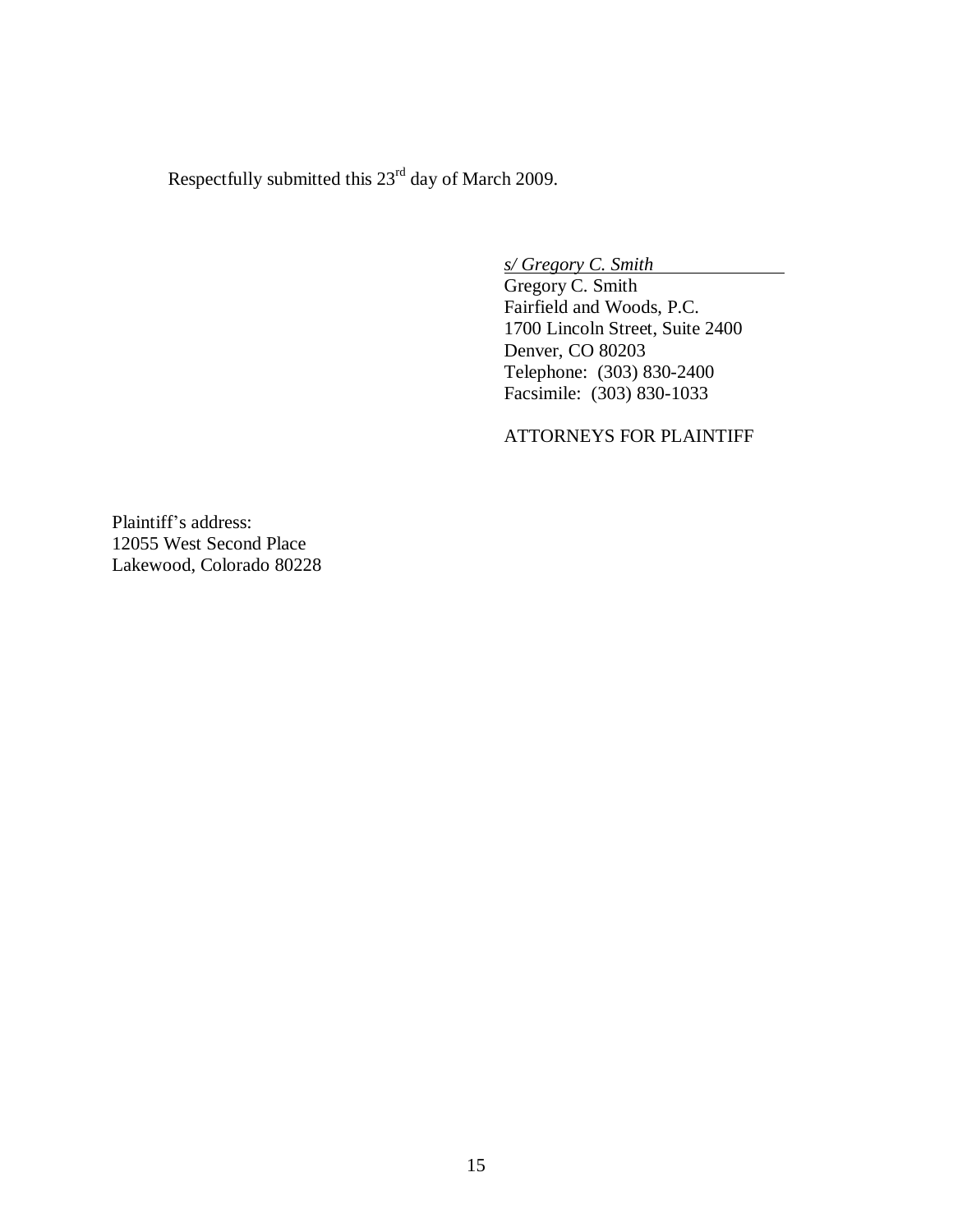Respectfully submitted this 23rd day of March 2009.

*s/ Gregory C. Smith*
Gregory C. Smith
Fairfield and Woods, P.C.
1700 Lincoln Street, Suite 2400
Denver, CO 80203
Telephone: (303) 830-2400
Facsimile: (303) 830-1033

ATTORNEYS FOR PLAINTIFF

Plaintiff's address:
12055 West Second Place
Lakewood, Colorado 80228